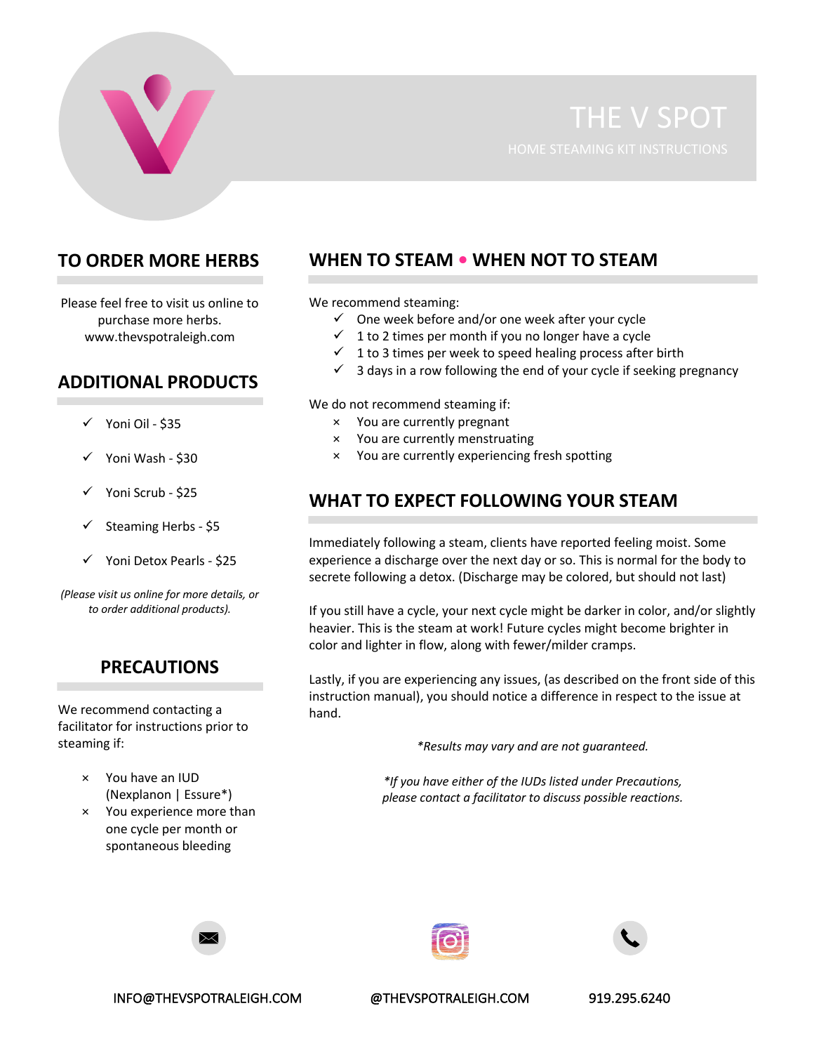# THE V SPOT

HOME STEAMING KIT INSTRUCTIONS

## TO ORDER MORE HERBS

Please feel free to visit us online to purchase more herbs.
www.thevspotraleigh.com

## ADDITIONAL PRODUCTS

- ✓ Yoni Oil - $35
- ✓ Yoni Wash - $30
- ✓ Yoni Scrub - $25
- ✓ Steaming Herbs - $5
- ✓ Yoni Detox Pearls - $25

*(Please visit us online for more details, or to order additional products).*

## PRECAUTIONS

We recommend contacting a facilitator for instructions prior to steaming if:

- × You have an IUD (Nexplanon | Essure*)
- × You experience more than one cycle per month or spontaneous bleeding

## WHEN TO STEAM • WHEN NOT TO STEAM

We recommend steaming:

- ✓ One week before and/or one week after your cycle
- ✓ 1 to 2 times per month if you no longer have a cycle
- ✓ 1 to 3 times per week to speed healing process after birth
- ✓ 3 days in a row following the end of your cycle if seeking pregnancy

We do not recommend steaming if:

- × You are currently pregnant
- × You are currently menstruating
- × You are currently experiencing fresh spotting

## WHAT TO EXPECT FOLLOWING YOUR STEAM

Immediately following a steam, clients have reported feeling moist. Some experience a discharge over the next day or so. This is normal for the body to secrete following a detox. (Discharge may be colored, but should not last)

If you still have a cycle, your next cycle might be darker in color, and/or slightly heavier. This is the steam at work! Future cycles might become brighter in color and lighter in flow, along with fewer/milder cramps.

Lastly, if you are experiencing any issues, (as described on the front side of this instruction manual), you should notice a difference in respect to the issue at hand.

*\*Results may vary and are not guaranteed.*

*\*If you have either of the IUDs listed under Precautions, please contact a facilitator to discuss possible reactions.*

INFO@THEVSPOTRALEIGH.COM | @THEVSPOTRALEIGH.COM | 919.295.6240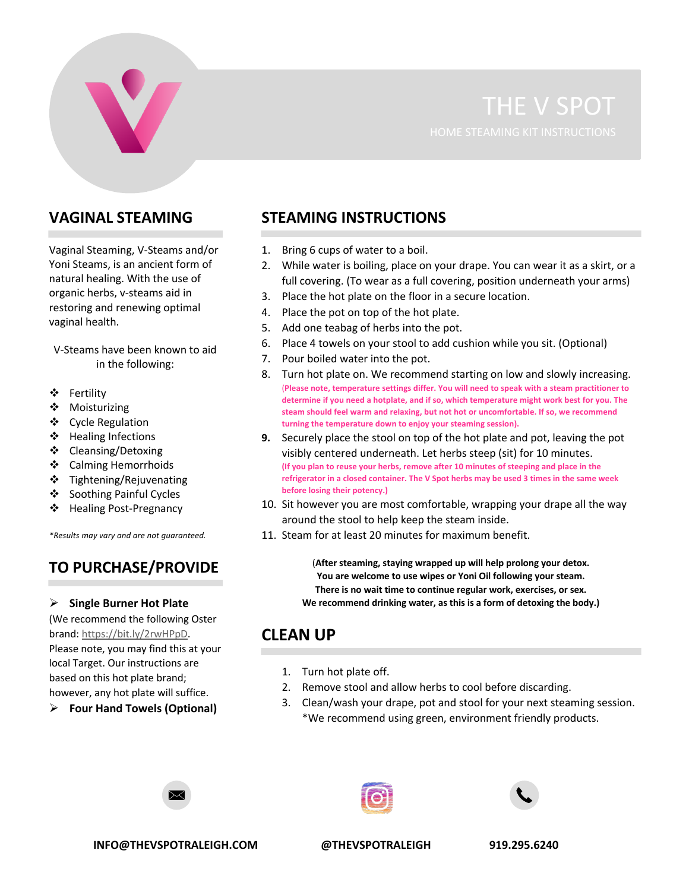# THE V SPOT

HOME STEAMING KIT INSTRUCTIONS

## VAGINAL STEAMING

Vaginal Steaming, V-Steams and/or Yoni Steams, is an ancient form of natural healing. With the use of organic herbs, v-steams aid in restoring and renewing optimal vaginal health.

V-Steams have been known to aid in the following:

- Fertility
- Moisturizing
- Cycle Regulation
- Healing Infections
- Cleansing/Detoxing
- Calming Hemorrhoids
- Tightening/Rejuvenating
- Soothing Painful Cycles
- Healing Post-Pregnancy

*\*Results may vary and are not guaranteed.*

## TO PURCHASE/PROVIDE

- **Single Burner Hot Plate**

(We recommend the following Oster brand: https://bit.ly/2rwHPpD. Please note, you may find this at your local Target. Our instructions are based on this hot plate brand; however, any hot plate will suffice.

- **Four Hand Towels (Optional)**

## STEAMING INSTRUCTIONS

1. Bring 6 cups of water to a boil.
2. While water is boiling, place on your drape. You can wear it as a skirt, or a full covering. (To wear as a full covering, position underneath your arms)
3. Place the hot plate on the floor in a secure location.
4. Place the pot on top of the hot plate.
5. Add one teabag of herbs into the pot.
6. Place 4 towels on your stool to add cushion while you sit. (Optional)
7. Pour boiled water into the pot.
8. Turn hot plate on. We recommend starting on low and slowly increasing.
   **(Please note, temperature settings differ. You will need to speak with a steam practitioner to determine if you need a hotplate, and if so, which temperature might work best for you. The steam should feel warm and relaxing, but not hot or uncomfortable. If so, we recommend turning the temperature down to enjoy your steaming session).**
9. Securely place the stool on top of the hot plate and pot, leaving the pot visibly centered underneath. Let herbs steep (sit) for 10 minutes.
   **(If you plan to reuse your herbs, remove after 10 minutes of steeping and place in the refrigerator in a closed container. The V Spot herbs may be used 3 times in the same week before losing their potency.)**
10. Sit however you are most comfortable, wrapping your drape all the way around the stool to help keep the steam inside.
11. Steam for at least 20 minutes for maximum benefit.

(**After steaming, staying wrapped up will help prolong your detox. You are welcome to use wipes or Yoni Oil following your steam. There is no wait time to continue regular work, exercises, or sex. We recommend drinking water, as this is a form of detoxing the body.)**

## CLEAN UP

1. Turn hot plate off.
2. Remove stool and allow herbs to cool before discarding.
3. Clean/wash your drape, pot and stool for your next steaming session.
   *We recommend using green, environment friendly products.

**INFO@THEVSPOTRALEIGH.COM** **@THEVSPOTRALEIGH** **919.295.6240**